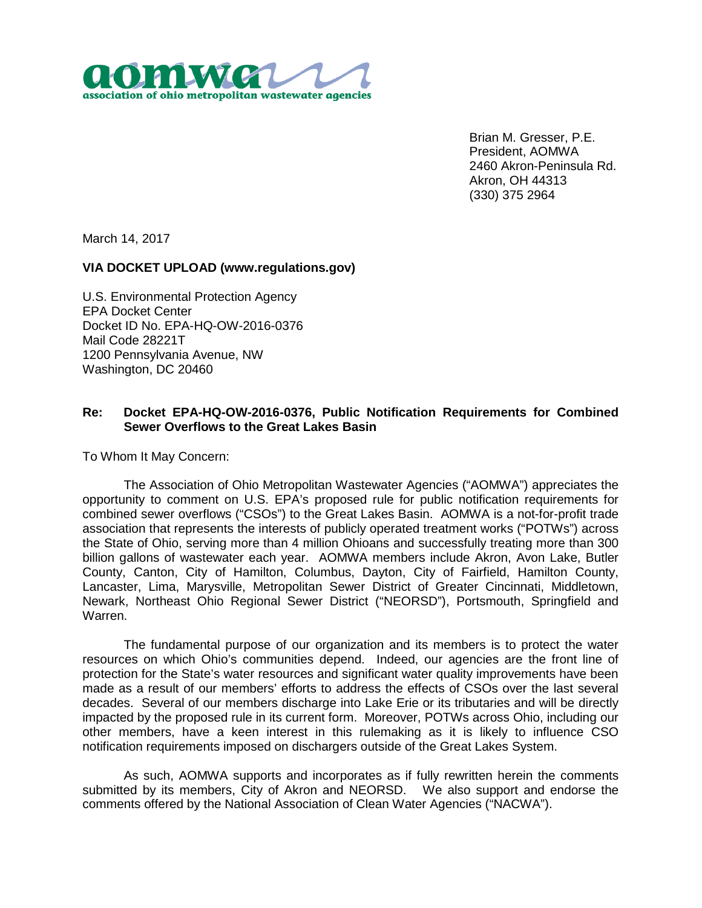**aomwa**
association of ohio metropolitan wastewater agencies

Brian M. Gresser, P.E.
President, AOMWA
2460 Akron-Peninsula Rd.
Akron, OH 44313
(330) 375 2964

March 14, 2017

**VIA DOCKET UPLOAD (www.regulations.gov)**

U.S. Environmental Protection Agency
EPA Docket Center
Docket ID No. EPA-HQ-OW-2016-0376
Mail Code 28221T
1200 Pennsylvania Avenue, NW
Washington, DC 20460

**Re: Docket EPA-HQ-OW-2016-0376, Public Notification Requirements for Combined Sewer Overflows to the Great Lakes Basin**

To Whom It May Concern:

The Association of Ohio Metropolitan Wastewater Agencies ("AOMWA") appreciates the opportunity to comment on U.S. EPA's proposed rule for public notification requirements for combined sewer overflows ("CSOs") to the Great Lakes Basin. AOMWA is a not-for-profit trade association that represents the interests of publicly operated treatment works ("POTWs") across the State of Ohio, serving more than 4 million Ohioans and successfully treating more than 300 billion gallons of wastewater each year. AOMWA members include Akron, Avon Lake, Butler County, Canton, City of Hamilton, Columbus, Dayton, City of Fairfield, Hamilton County, Lancaster, Lima, Marysville, Metropolitan Sewer District of Greater Cincinnati, Middletown, Newark, Northeast Ohio Regional Sewer District ("NEORSD"), Portsmouth, Springfield and Warren.

The fundamental purpose of our organization and its members is to protect the water resources on which Ohio's communities depend. Indeed, our agencies are the front line of protection for the State's water resources and significant water quality improvements have been made as a result of our members' efforts to address the effects of CSOs over the last several decades. Several of our members discharge into Lake Erie or its tributaries and will be directly impacted by the proposed rule in its current form. Moreover, POTWs across Ohio, including our other members, have a keen interest in this rulemaking as it is likely to influence CSO notification requirements imposed on dischargers outside of the Great Lakes System.

As such, AOMWA supports and incorporates as if fully rewritten herein the comments submitted by its members, City of Akron and NEORSD. We also support and endorse the comments offered by the National Association of Clean Water Agencies ("NACWA").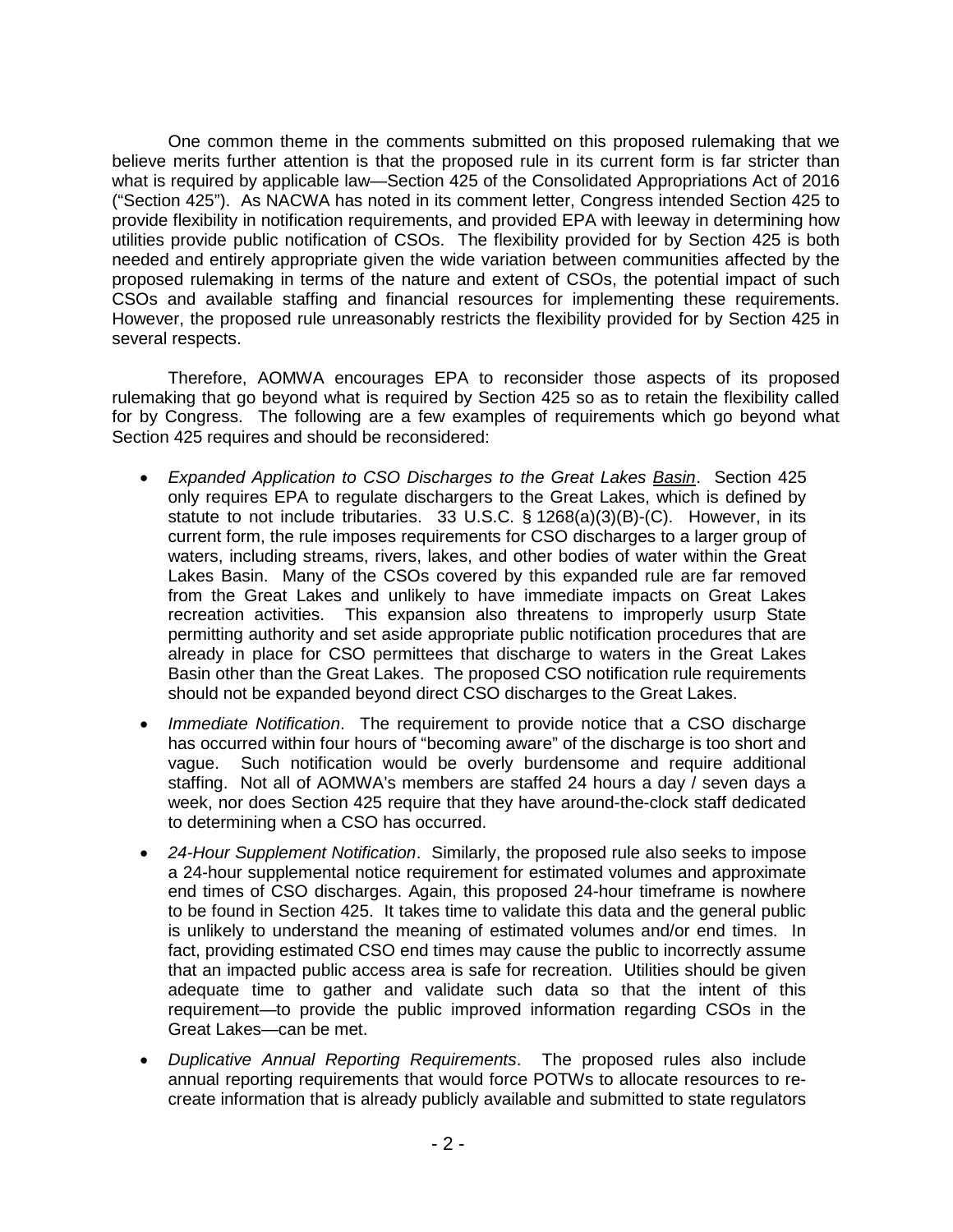One common theme in the comments submitted on this proposed rulemaking that we believe merits further attention is that the proposed rule in its current form is far stricter than what is required by applicable law—Section 425 of the Consolidated Appropriations Act of 2016 ("Section 425"). As NACWA has noted in its comment letter, Congress intended Section 425 to provide flexibility in notification requirements, and provided EPA with leeway in determining how utilities provide public notification of CSOs. The flexibility provided for by Section 425 is both needed and entirely appropriate given the wide variation between communities affected by the proposed rulemaking in terms of the nature and extent of CSOs, the potential impact of such CSOs and available staffing and financial resources for implementing these requirements. However, the proposed rule unreasonably restricts the flexibility provided for by Section 425 in several respects.

Therefore, AOMWA encourages EPA to reconsider those aspects of its proposed rulemaking that go beyond what is required by Section 425 so as to retain the flexibility called for by Congress. The following are a few examples of requirements which go beyond what Section 425 requires and should be reconsidered:

- *Expanded Application to CSO Discharges to the Great Lakes* *Basin*. Section 425 only requires EPA to regulate dischargers to the Great Lakes, which is defined by statute to not include tributaries. 33 U.S.C. § 1268(a)(3)(B)-(C). However, in its current form, the rule imposes requirements for CSO discharges to a larger group of waters, including streams, rivers, lakes, and other bodies of water within the Great Lakes Basin. Many of the CSOs covered by this expanded rule are far removed from the Great Lakes and unlikely to have immediate impacts on Great Lakes recreation activities. This expansion also threatens to improperly usurp State permitting authority and set aside appropriate public notification procedures that are already in place for CSO permittees that discharge to waters in the Great Lakes Basin other than the Great Lakes. The proposed CSO notification rule requirements should not be expanded beyond direct CSO discharges to the Great Lakes.
- *Immediate Notification*. The requirement to provide notice that a CSO discharge has occurred within four hours of "becoming aware" of the discharge is too short and vague. Such notification would be overly burdensome and require additional staffing. Not all of AOMWA's members are staffed 24 hours a day / seven days a week, nor does Section 425 require that they have around-the-clock staff dedicated to determining when a CSO has occurred.
- *24-Hour Supplement Notification*. Similarly, the proposed rule also seeks to impose a 24-hour supplemental notice requirement for estimated volumes and approximate end times of CSO discharges. Again, this proposed 24-hour timeframe is nowhere to be found in Section 425. It takes time to validate this data and the general public is unlikely to understand the meaning of estimated volumes and/or end times. In fact, providing estimated CSO end times may cause the public to incorrectly assume that an impacted public access area is safe for recreation. Utilities should be given adequate time to gather and validate such data so that the intent of this requirement—to provide the public improved information regarding CSOs in the Great Lakes—can be met.
- *Duplicative Annual Reporting Requirements*. The proposed rules also include annual reporting requirements that would force POTWs to allocate resources to re-create information that is already publicly available and submitted to state regulators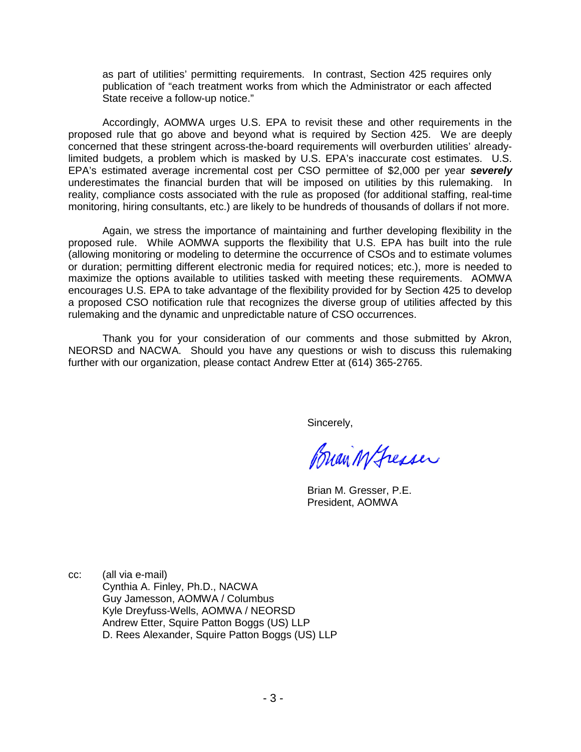as part of utilities' permitting requirements. In contrast, Section 425 requires only publication of "each treatment works from which the Administrator or each affected State receive a follow-up notice."

Accordingly, AOMWA urges U.S. EPA to revisit these and other requirements in the proposed rule that go above and beyond what is required by Section 425. We are deeply concerned that these stringent across-the-board requirements will overburden utilities' already-limited budgets, a problem which is masked by U.S. EPA's inaccurate cost estimates. U.S. EPA's estimated average incremental cost per CSO permittee of $2,000 per year ***severely*** underestimates the financial burden that will be imposed on utilities by this rulemaking. In reality, compliance costs associated with the rule as proposed (for additional staffing, real-time monitoring, hiring consultants, etc.) are likely to be hundreds of thousands of dollars if not more.

Again, we stress the importance of maintaining and further developing flexibility in the proposed rule. While AOMWA supports the flexibility that U.S. EPA has built into the rule (allowing monitoring or modeling to determine the occurrence of CSOs and to estimate volumes or duration; permitting different electronic media for required notices; etc.), more is needed to maximize the options available to utilities tasked with meeting these requirements. AOMWA encourages U.S. EPA to take advantage of the flexibility provided for by Section 425 to develop a proposed CSO notification rule that recognizes the diverse group of utilities affected by this rulemaking and the dynamic and unpredictable nature of CSO occurrences.

Thank you for your consideration of our comments and those submitted by Akron, NEORSD and NACWA. Should you have any questions or wish to discuss this rulemaking further with our organization, please contact Andrew Etter at (614) 365-2765.

Sincerely,

Brian M. Gresser, P.E.
President, AOMWA

cc: (all via e-mail)
Cynthia A. Finley, Ph.D., NACWA
Guy Jamesson, AOMWA / Columbus
Kyle Dreyfuss-Wells, AOMWA / NEORSD
Andrew Etter, Squire Patton Boggs (US) LLP
D. Rees Alexander, Squire Patton Boggs (US) LLP